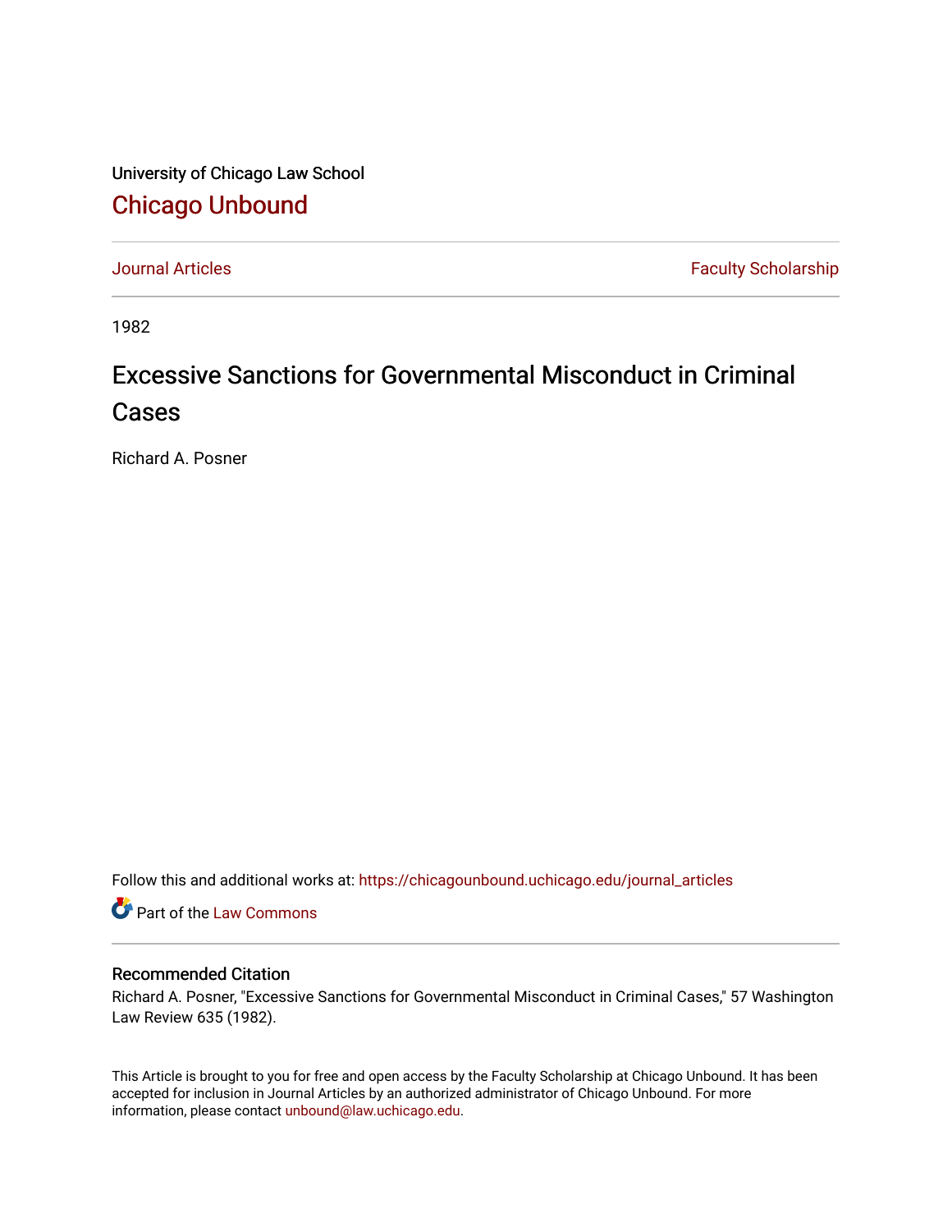University of Chicago Law School

# Chicago Unbound

Journal Articles | Faculty Scholarship

1982

# Excessive Sanctions for Governmental Misconduct in Criminal Cases

Richard A. Posner

Follow this and additional works at: https://chicagounbound.uchicago.edu/journal_articles

Part of the Law Commons

## Recommended Citation

Richard A. Posner, "Excessive Sanctions for Governmental Misconduct in Criminal Cases," 57 Washington Law Review 635 (1982).

This Article is brought to you for free and open access by the Faculty Scholarship at Chicago Unbound. It has been accepted for inclusion in Journal Articles by an authorized administrator of Chicago Unbound. For more information, please contact unbound@law.uchicago.edu.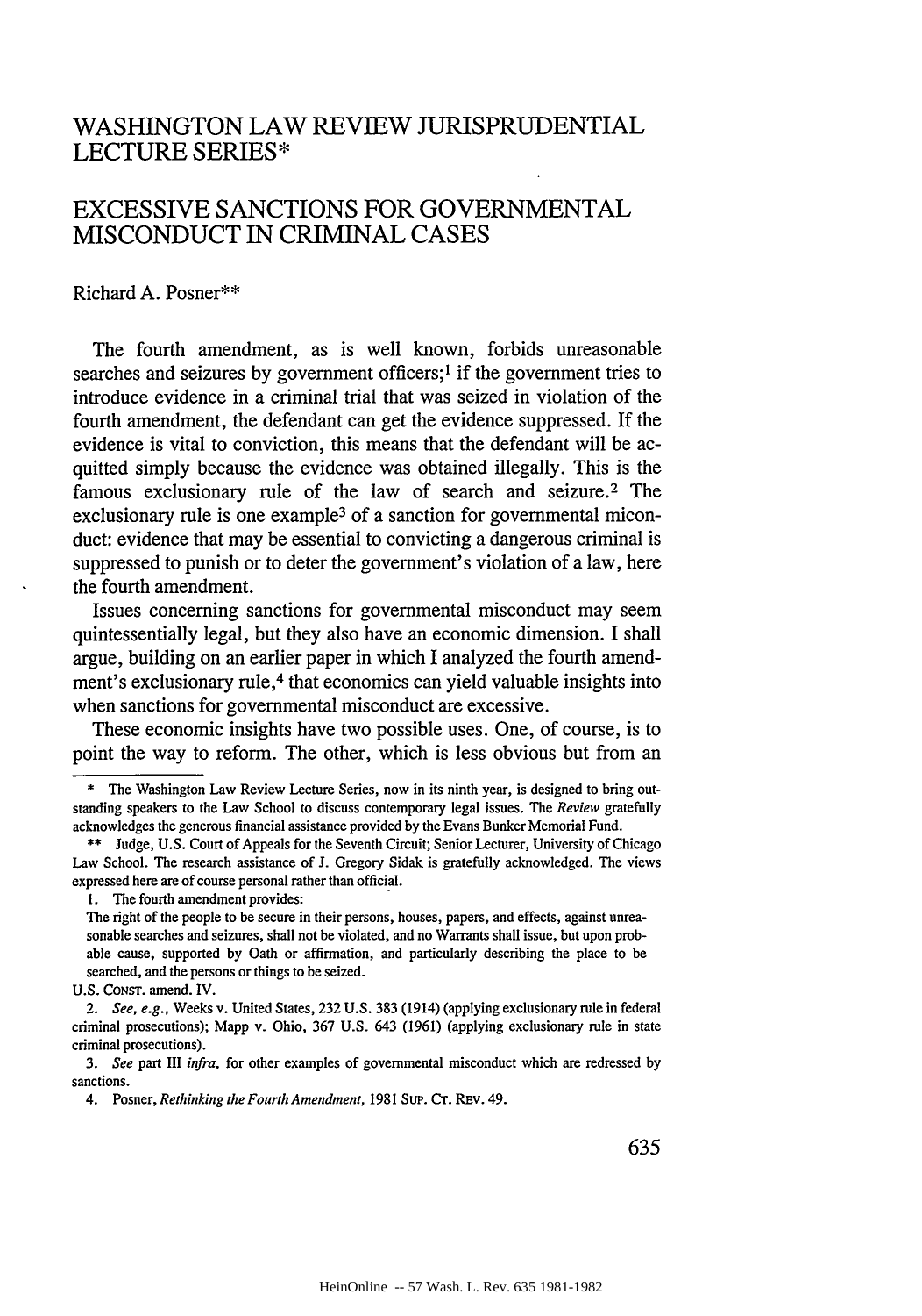# WASHINGTON LAW REVIEW JURISPRUDENTIAL LECTURE SERIES*

# EXCESSIVE SANCTIONS FOR GOVERNMENTAL MISCONDUCT IN CRIMINAL CASES

Richard A. Posner**

The fourth amendment, as is well known, forbids unreasonable searches and seizures by government officers;[1] if the government tries to introduce evidence in a criminal trial that was seized in violation of the fourth amendment, the defendant can get the evidence suppressed. If the evidence is vital to conviction, this means that the defendant will be acquitted simply because the evidence was obtained illegally. This is the famous exclusionary rule of the law of search and seizure.[2] The exclusionary rule is one example[3] of a sanction for governmental miconduct: evidence that may be essential to convicting a dangerous criminal is suppressed to punish or to deter the government's violation of a law, here the fourth amendment.

Issues concerning sanctions for governmental misconduct may seem quintessentially legal, but they also have an economic dimension. I shall argue, building on an earlier paper in which I analyzed the fourth amendment's exclusionary rule,[4] that economics can yield valuable insights into when sanctions for governmental misconduct are excessive.

These economic insights have two possible uses. One, of course, is to point the way to reform. The other, which is less obvious but from an

---

\* The Washington Law Review Lecture Series, now in its ninth year, is designed to bring outstanding speakers to the Law School to discuss contemporary legal issues. The *Review* gratefully acknowledges the generous financial assistance provided by the Evans Bunker Memorial Fund.

\*\* Judge, U.S. Court of Appeals for the Seventh Circuit; Senior Lecturer, University of Chicago Law School. The research assistance of J. Gregory Sidak is gratefully acknowledged. The views expressed here are of course personal rather than official.

1. The fourth amendment provides:

The right of the people to be secure in their persons, houses, papers, and effects, against unreasonable searches and seizures, shall not be violated, and no Warrants shall issue, but upon probable cause, supported by Oath or affirmation, and particularly describing the place to be searched, and the persons or things to be seized.

U.S. CONST. amend. IV.

2. *See, e.g.*, Weeks v. United States, 232 U.S. 383 (1914) (applying exclusionary rule in federal criminal prosecutions); Mapp v. Ohio, 367 U.S. 643 (1961) (applying exclusionary rule in state criminal prosecutions).

3. *See* part III *infra*, for other examples of governmental misconduct which are redressed by sanctions.

4. Posner, *Rethinking the Fourth Amendment*, 1981 SUP. CT. REV. 49.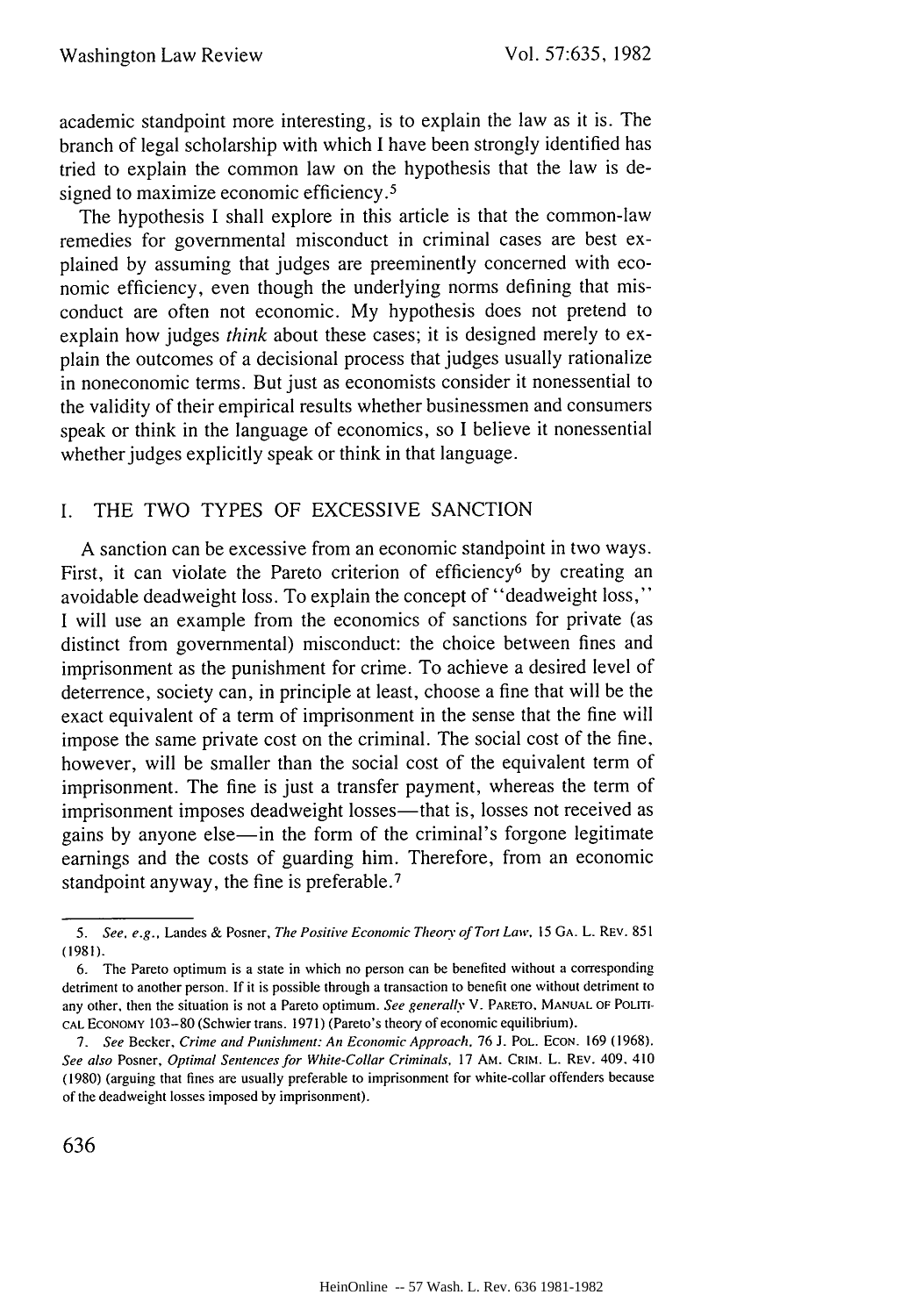academic standpoint more interesting, is to explain the law as it is. The branch of legal scholarship with which I have been strongly identified has tried to explain the common law on the hypothesis that the law is designed to maximize economic efficiency.[5]

The hypothesis I shall explore in this article is that the common-law remedies for governmental misconduct in criminal cases are best explained by assuming that judges are preeminently concerned with economic efficiency, even though the underlying norms defining that misconduct are often not economic. My hypothesis does not pretend to explain how judges *think* about these cases; it is designed merely to explain the outcomes of a decisional process that judges usually rationalize in noneconomic terms. But just as economists consider it nonessential to the validity of their empirical results whether businessmen and consumers speak or think in the language of economics, so I believe it nonessential whether judges explicitly speak or think in that language.

## I. THE TWO TYPES OF EXCESSIVE SANCTION

A sanction can be excessive from an economic standpoint in two ways. First, it can violate the Pareto criterion of efficiency[6] by creating an avoidable deadweight loss. To explain the concept of "deadweight loss," I will use an example from the economics of sanctions for private (as distinct from governmental) misconduct: the choice between fines and imprisonment as the punishment for crime. To achieve a desired level of deterrence, society can, in principle at least, choose a fine that will be the exact equivalent of a term of imprisonment in the sense that the fine will impose the same private cost on the criminal. The social cost of the fine, however, will be smaller than the social cost of the equivalent term of imprisonment. The fine is just a transfer payment, whereas the term of imprisonment imposes deadweight losses—that is, losses not received as gains by anyone else—in the form of the criminal's forgone legitimate earnings and the costs of guarding him. Therefore, from an economic standpoint anyway, the fine is preferable.[7]

---

5. *See, e.g.*, Landes & Posner, *The Positive Economic Theory of Tort Law*, 15 GA. L. REV. 851 (1981).

6. The Pareto optimum is a state in which no person can be benefited without a corresponding detriment to another person. If it is possible through a transaction to benefit one without detriment to any other, then the situation is not a Pareto optimum. *See generally* V. PARETO, MANUAL OF POLITICAL ECONOMY 103–80 (Schwier trans. 1971) (Pareto's theory of economic equilibrium).

7. *See* Becker, *Crime and Punishment: An Economic Approach*, 76 J. POL. ECON. 169 (1968). *See also* Posner, *Optimal Sentences for White-Collar Criminals*, 17 AM. CRIM. L. REV. 409, 410 (1980) (arguing that fines are usually preferable to imprisonment for white-collar offenders because of the deadweight losses imposed by imprisonment).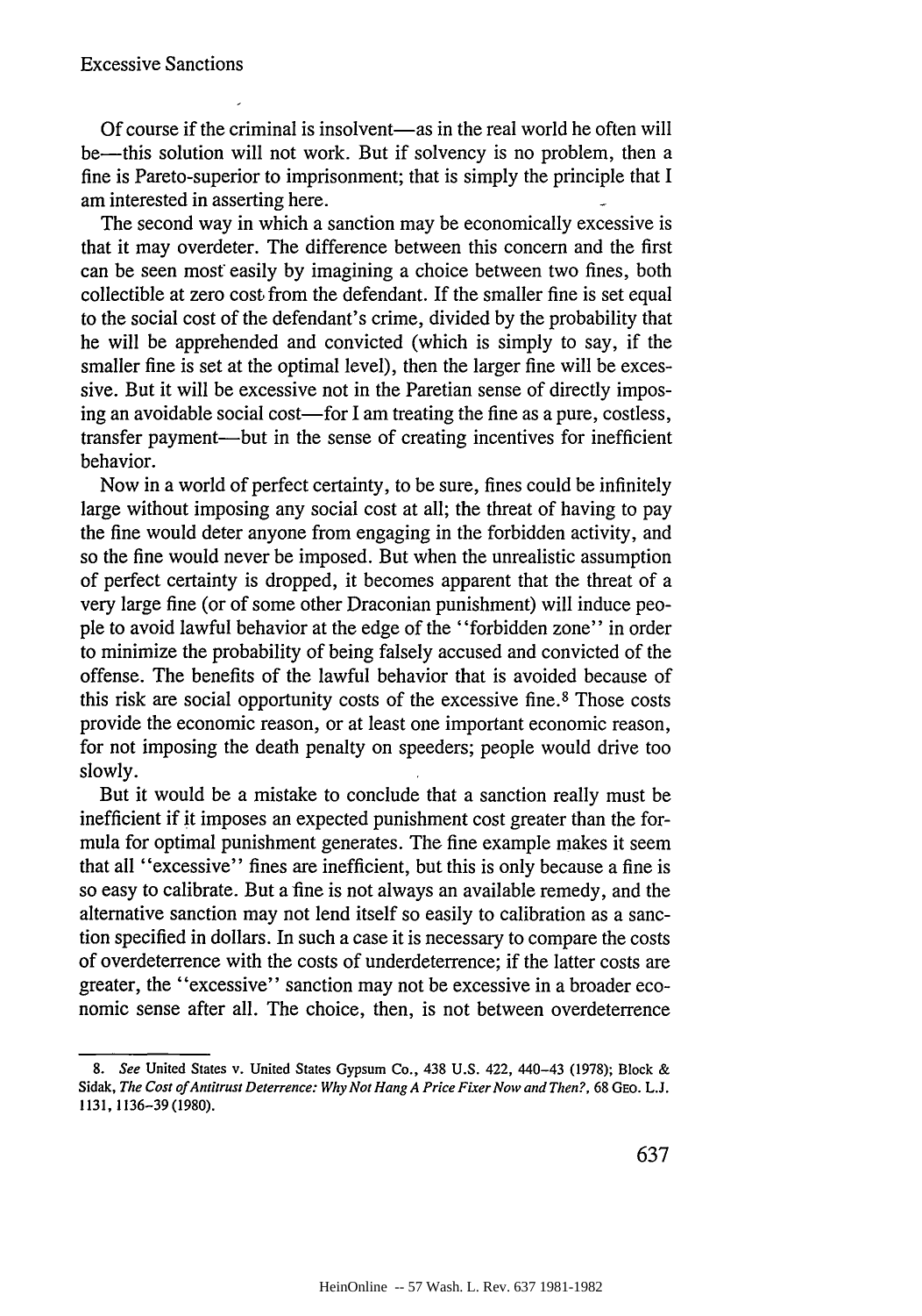Of course if the criminal is insolvent—as in the real world he often will be—this solution will not work. But if solvency is no problem, then a fine is Pareto-superior to imprisonment; that is simply the principle that I am interested in asserting here.

The second way in which a sanction may be economically excessive is that it may overdeter. The difference between this concern and the first can be seen most easily by imagining a choice between two fines, both collectible at zero cost from the defendant. If the smaller fine is set equal to the social cost of the defendant's crime, divided by the probability that he will be apprehended and convicted (which is simply to say, if the smaller fine is set at the optimal level), then the larger fine will be excessive. But it will be excessive not in the Paretian sense of directly imposing an avoidable social cost—for I am treating the fine as a pure, costless, transfer payment—but in the sense of creating incentives for inefficient behavior.

Now in a world of perfect certainty, to be sure, fines could be infinitely large without imposing any social cost at all; the threat of having to pay the fine would deter anyone from engaging in the forbidden activity, and so the fine would never be imposed. But when the unrealistic assumption of perfect certainty is dropped, it becomes apparent that the threat of a very large fine (or of some other Draconian punishment) will induce people to avoid lawful behavior at the edge of the "forbidden zone" in order to minimize the probability of being falsely accused and convicted of the offense. The benefits of the lawful behavior that is avoided because of this risk are social opportunity costs of the excessive fine.[8] Those costs provide the economic reason, or at least one important economic reason, for not imposing the death penalty on speeders; people would drive too slowly.

But it would be a mistake to conclude that a sanction really must be inefficient if it imposes an expected punishment cost greater than the formula for optimal punishment generates. The fine example makes it seem that all "excessive" fines are inefficient, but this is only because a fine is so easy to calibrate. But a fine is not always an available remedy, and the alternative sanction may not lend itself so easily to calibration as a sanction specified in dollars. In such a case it is necessary to compare the costs of overdeterrence with the costs of underdeterrence; if the latter costs are greater, the "excessive" sanction may not be excessive in a broader economic sense after all. The choice, then, is not between overdeterrence

---

8. *See* United States v. United States Gypsum Co., 438 U.S. 422, 440–43 (1978); Block & Sidak, *The Cost of Antitrust Deterrence: Why Not Hang A Price Fixer Now and Then?*, 68 GEO. L.J. 1131, 1136–39 (1980).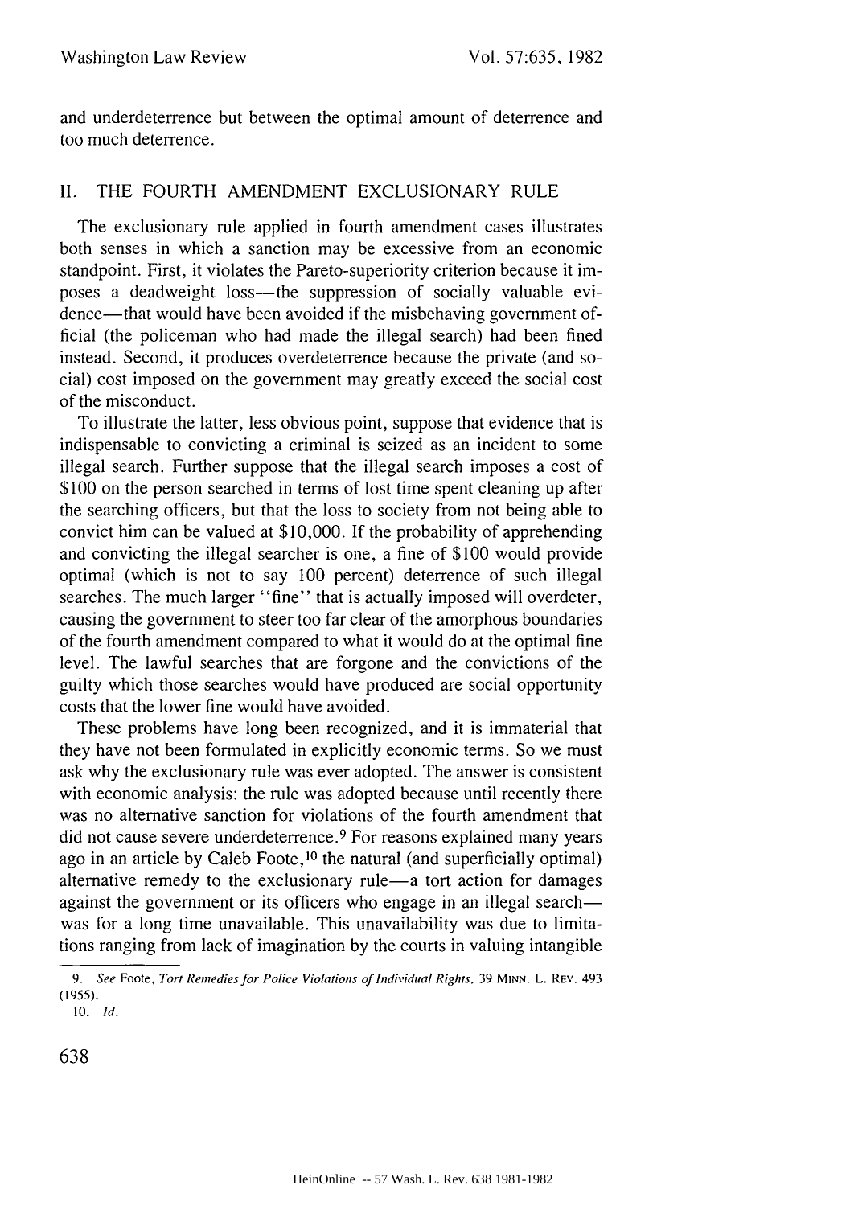and underdeterrence but between the optimal amount of deterrence and too much deterrence.

## II. THE FOURTH AMENDMENT EXCLUSIONARY RULE

The exclusionary rule applied in fourth amendment cases illustrates both senses in which a sanction may be excessive from an economic standpoint. First, it violates the Pareto-superiority criterion because it imposes a deadweight loss—the suppression of socially valuable evidence—that would have been avoided if the misbehaving government official (the policeman who had made the illegal search) had been fined instead. Second, it produces overdeterrence because the private (and social) cost imposed on the government may greatly exceed the social cost of the misconduct.

To illustrate the latter, less obvious point, suppose that evidence that is indispensable to convicting a criminal is seized as an incident to some illegal search. Further suppose that the illegal search imposes a cost of $100 on the person searched in terms of lost time spent cleaning up after the searching officers, but that the loss to society from not being able to convict him can be valued at $10,000. If the probability of apprehending and convicting the illegal searcher is one, a fine of $100 would provide optimal (which is not to say 100 percent) deterrence of such illegal searches. The much larger "fine" that is actually imposed will overdeter, causing the government to steer too far clear of the amorphous boundaries of the fourth amendment compared to what it would do at the optimal fine level. The lawful searches that are forgone and the convictions of the guilty which those searches would have produced are social opportunity costs that the lower fine would have avoided.

These problems have long been recognized, and it is immaterial that they have not been formulated in explicitly economic terms. So we must ask why the exclusionary rule was ever adopted. The answer is consistent with economic analysis: the rule was adopted because until recently there was no alternative sanction for violations of the fourth amendment that did not cause severe underdeterrence.[9] For reasons explained many years ago in an article by Caleb Foote,[10] the natural (and superficially optimal) alternative remedy to the exclusionary rule—a tort action for damages against the government or its officers who engage in an illegal search—was for a long time unavailable. This unavailability was due to limitations ranging from lack of imagination by the courts in valuing intangible

9. *See* Foote, *Tort Remedies for Police Violations of Individual Rights*, 39 MINN. L. REV. 493 (1955).

10. *Id.*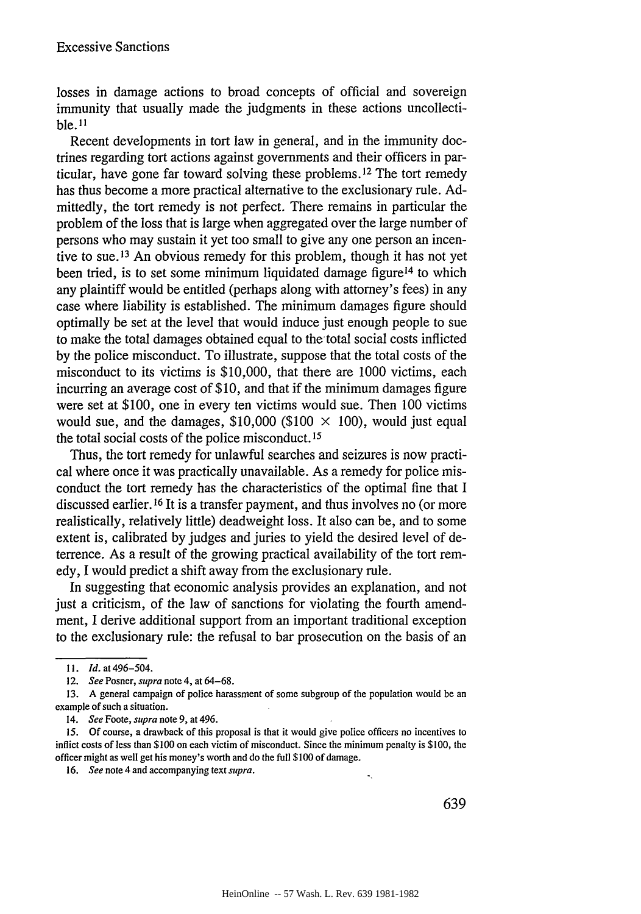losses in damage actions to broad concepts of official and sovereign immunity that usually made the judgments in these actions uncollectible.[11]

Recent developments in tort law in general, and in the immunity doctrines regarding tort actions against governments and their officers in particular, have gone far toward solving these problems.[12] The tort remedy has thus become a more practical alternative to the exclusionary rule. Admittedly, the tort remedy is not perfect. There remains in particular the problem of the loss that is large when aggregated over the large number of persons who may sustain it yet too small to give any one person an incentive to sue.[13] An obvious remedy for this problem, though it has not yet been tried, is to set some minimum liquidated damage figure[14] to which any plaintiff would be entitled (perhaps along with attorney's fees) in any case where liability is established. The minimum damages figure should optimally be set at the level that would induce just enough people to sue to make the total damages obtained equal to the total social costs inflicted by the police misconduct. To illustrate, suppose that the total costs of the misconduct to its victims is \$10,000, that there are 1000 victims, each incurring an average cost of \$10, and that if the minimum damages figure were set at \$100, one in every ten victims would sue. Then 100 victims would sue, and the damages, \$10,000 (\$100 × 100), would just equal the total social costs of the police misconduct.[15]

Thus, the tort remedy for unlawful searches and seizures is now practical where once it was practically unavailable. As a remedy for police misconduct the tort remedy has the characteristics of the optimal fine that I discussed earlier.[16] It is a transfer payment, and thus involves no (or more realistically, relatively little) deadweight loss. It also can be, and to some extent is, calibrated by judges and juries to yield the desired level of deterrence. As a result of the growing practical availability of the tort remedy, I would predict a shift away from the exclusionary rule.

In suggesting that economic analysis provides an explanation, and not just a criticism, of the law of sanctions for violating the fourth amendment, I derive additional support from an important traditional exception to the exclusionary rule: the refusal to bar prosecution on the basis of an

---

11. *Id.* at 496–504.

12. *See* Posner, *supra* note 4, at 64–68.

13. A general campaign of police harassment of some subgroup of the population would be an example of such a situation.

14. *See* Foote, *supra* note 9, at 496.

15. Of course, a drawback of this proposal is that it would give police officers no incentives to inflict costs of less than \$100 on each victim of misconduct. Since the minimum penalty is \$100, the officer might as well get his money's worth and do the full \$100 of damage.

16. *See* note 4 and accompanying text *supra*.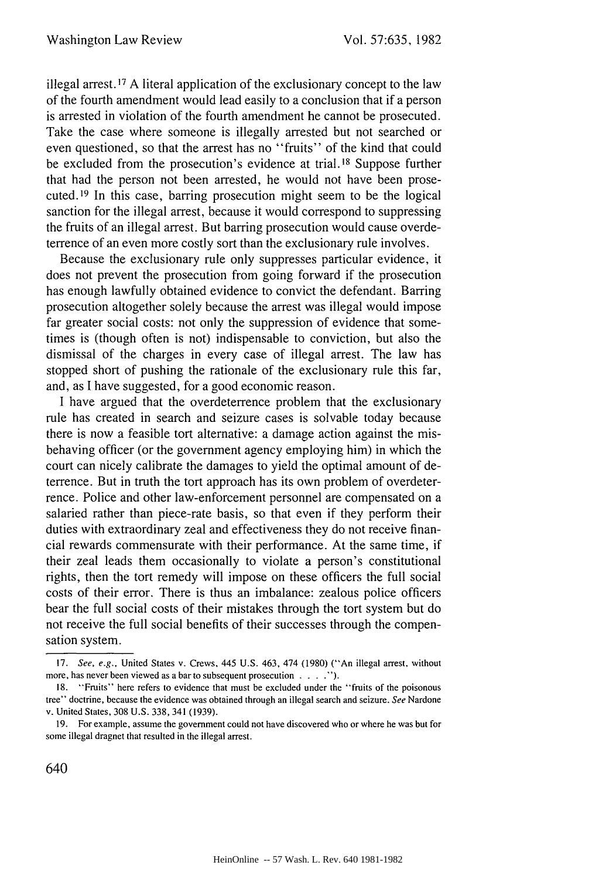illegal arrest.[17] A literal application of the exclusionary concept to the law of the fourth amendment would lead easily to a conclusion that if a person is arrested in violation of the fourth amendment he cannot be prosecuted. Take the case where someone is illegally arrested but not searched or even questioned, so that the arrest has no "fruits" of the kind that could be excluded from the prosecution's evidence at trial.[18] Suppose further that had the person not been arrested, he would not have been prosecuted.[19] In this case, barring prosecution might seem to be the logical sanction for the illegal arrest, because it would correspond to suppressing the fruits of an illegal arrest. But barring prosecution would cause overdeterrence of an even more costly sort than the exclusionary rule involves.

Because the exclusionary rule only suppresses particular evidence, it does not prevent the prosecution from going forward if the prosecution has enough lawfully obtained evidence to convict the defendant. Barring prosecution altogether solely because the arrest was illegal would impose far greater social costs: not only the suppression of evidence that sometimes is (though often is not) indispensable to conviction, but also the dismissal of the charges in every case of illegal arrest. The law has stopped short of pushing the rationale of the exclusionary rule this far, and, as I have suggested, for a good economic reason.

I have argued that the overdeterrence problem that the exclusionary rule has created in search and seizure cases is solvable today because there is now a feasible tort alternative: a damage action against the misbehaving officer (or the government agency employing him) in which the court can nicely calibrate the damages to yield the optimal amount of deterrence. But in truth the tort approach has its own problem of overdeterrence. Police and other law-enforcement personnel are compensated on a salaried rather than piece-rate basis, so that even if they perform their duties with extraordinary zeal and effectiveness they do not receive financial rewards commensurate with their performance. At the same time, if their zeal leads them occasionally to violate a person's constitutional rights, then the tort remedy will impose on these officers the full social costs of their error. There is thus an imbalance: zealous police officers bear the full social costs of their mistakes through the tort system but do not receive the full social benefits of their successes through the compensation system.

---

17. *See, e.g.*, United States v. Crews, 445 U.S. 463, 474 (1980) ("An illegal arrest, without more, has never been viewed as a bar to subsequent prosecution . . . .").

18. "Fruits" here refers to evidence that must be excluded under the "fruits of the poisonous tree" doctrine, because the evidence was obtained through an illegal search and seizure. *See* Nardone v. United States, 308 U.S. 338, 341 (1939).

19. For example, assume the government could not have discovered who or where he was but for some illegal dragnet that resulted in the illegal arrest.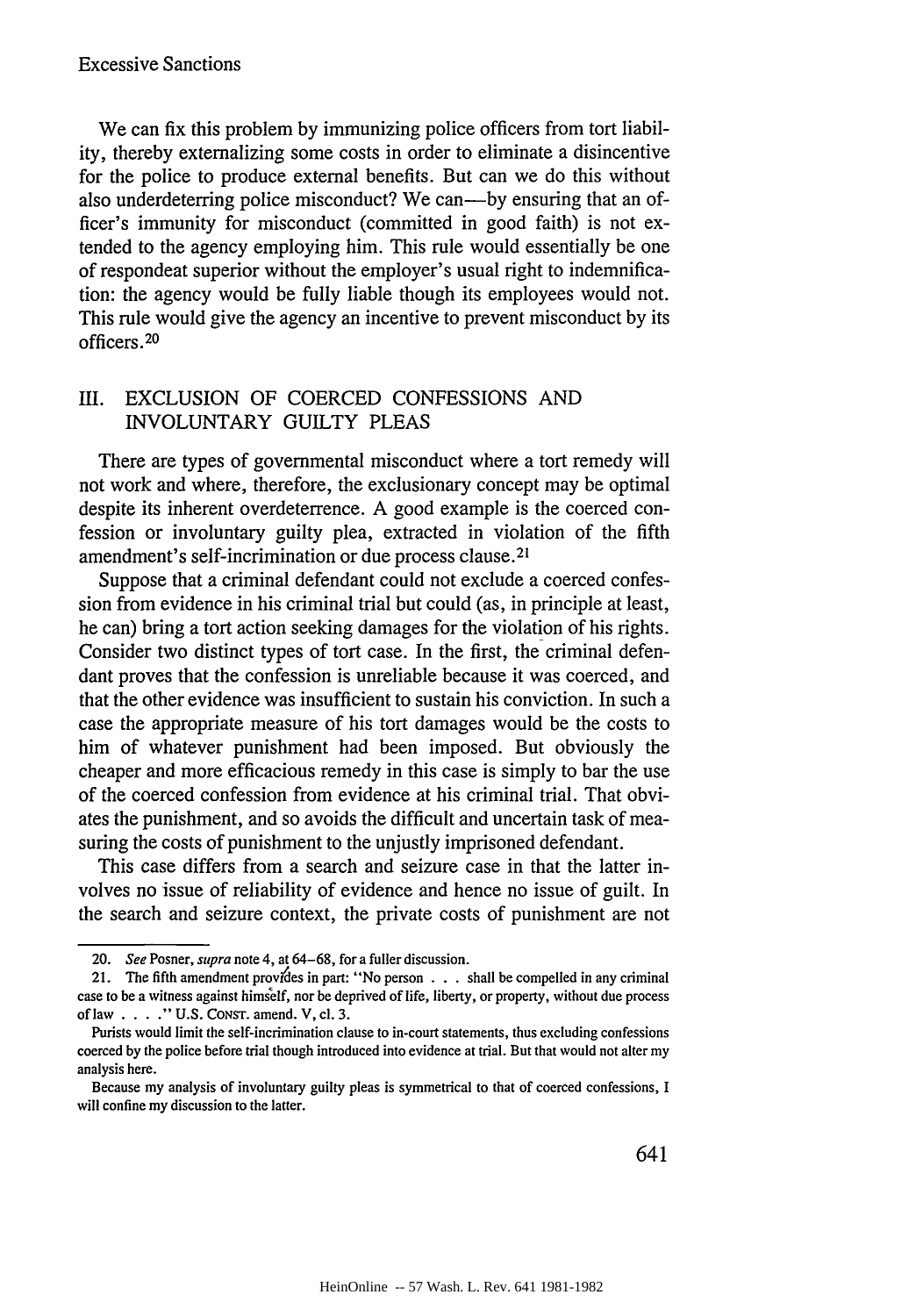We can fix this problem by immunizing police officers from tort liability, thereby externalizing some costs in order to eliminate a disincentive for the police to produce external benefits. But can we do this without also underdeterring police misconduct? We can—by ensuring that an officer's immunity for misconduct (committed in good faith) is not extended to the agency employing him. This rule would essentially be one of respondeat superior without the employer's usual right to indemnification: the agency would be fully liable though its employees would not. This rule would give the agency an incentive to prevent misconduct by its officers.[20]

## III. EXCLUSION OF COERCED CONFESSIONS AND INVOLUNTARY GUILTY PLEAS

There are types of governmental misconduct where a tort remedy will not work and where, therefore, the exclusionary concept may be optimal despite its inherent overdeterrence. A good example is the coerced confession or involuntary guilty plea, extracted in violation of the fifth amendment's self-incrimination or due process clause.[21]

Suppose that a criminal defendant could not exclude a coerced confession from evidence in his criminal trial but could (as, in principle at least, he can) bring a tort action seeking damages for the violation of his rights. Consider two distinct types of tort case. In the first, the criminal defendant proves that the confession is unreliable because it was coerced, and that the other evidence was insufficient to sustain his conviction. In such a case the appropriate measure of his tort damages would be the costs to him of whatever punishment had been imposed. But obviously the cheaper and more efficacious remedy in this case is simply to bar the use of the coerced confession from evidence at his criminal trial. That obviates the punishment, and so avoids the difficult and uncertain task of measuring the costs of punishment to the unjustly imprisoned defendant.

This case differs from a search and seizure case in that the latter involves no issue of reliability of evidence and hence no issue of guilt. In the search and seizure context, the private costs of punishment are not

---

20. *See* Posner, *supra* note 4, at 64–68, for a fuller discussion.

21. The fifth amendment provides in part: "No person . . . shall be compelled in any criminal case to be a witness against himself, nor be deprived of life, liberty, or property, without due process of law . . . ." U.S. CONST. amend. V, cl. 3.

Purists would limit the self-incrimination clause to in-court statements, thus excluding confessions coerced by the police before trial though introduced into evidence at trial. But that would not alter my analysis here.

Because my analysis of involuntary guilty pleas is symmetrical to that of coerced confessions, I will confine my discussion to the latter.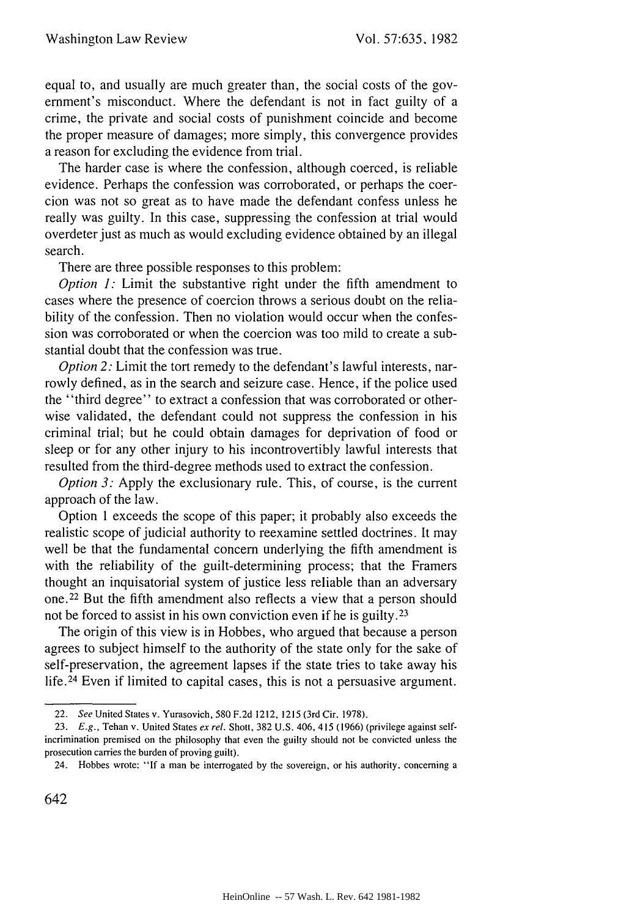equal to, and usually are much greater than, the social costs of the government's misconduct. Where the defendant is not in fact guilty of a crime, the private and social costs of punishment coincide and become the proper measure of damages; more simply, this convergence provides a reason for excluding the evidence from trial.

The harder case is where the confession, although coerced, is reliable evidence. Perhaps the confession was corroborated, or perhaps the coercion was not so great as to have made the defendant confess unless he really was guilty. In this case, suppressing the confession at trial would overdeter just as much as would excluding evidence obtained by an illegal search.

There are three possible responses to this problem:

*Option 1:* Limit the substantive right under the fifth amendment to cases where the presence of coercion throws a serious doubt on the reliability of the confession. Then no violation would occur when the confession was corroborated or when the coercion was too mild to create a substantial doubt that the confession was true.

*Option 2:* Limit the tort remedy to the defendant's lawful interests, narrowly defined, as in the search and seizure case. Hence, if the police used the "third degree" to extract a confession that was corroborated or otherwise validated, the defendant could not suppress the confession in his criminal trial; but he could obtain damages for deprivation of food or sleep or for any other injury to his incontrovertibly lawful interests that resulted from the third-degree methods used to extract the confession.

*Option 3:* Apply the exclusionary rule. This, of course, is the current approach of the law.

Option 1 exceeds the scope of this paper; it probably also exceeds the realistic scope of judicial authority to reexamine settled doctrines. It may well be that the fundamental concern underlying the fifth amendment is with the reliability of the guilt-determining process; that the Framers thought an inquisatorial system of justice less reliable than an adversary one.[22] But the fifth amendment also reflects a view that a person should not be forced to assist in his own conviction even if he is guilty.[23]

The origin of this view is in Hobbes, who argued that because a person agrees to subject himself to the authority of the state only for the sake of self-preservation, the agreement lapses if the state tries to take away his life.[24] Even if limited to capital cases, this is not a persuasive argument.

---

22. *See* United States v. Yurasovich, 580 F.2d 1212, 1215 (3rd Cir. 1978).

23. *E.g.*, Tehan v. United States *ex rel.* Shott, 382 U.S. 406, 415 (1966) (privilege against self-incrimination premised on the philosophy that even the guilty should not be convicted unless the prosecution carries the burden of proving guilt).

24. Hobbes wrote: "If a man be interrogated by the sovereign, or his authority, concerning a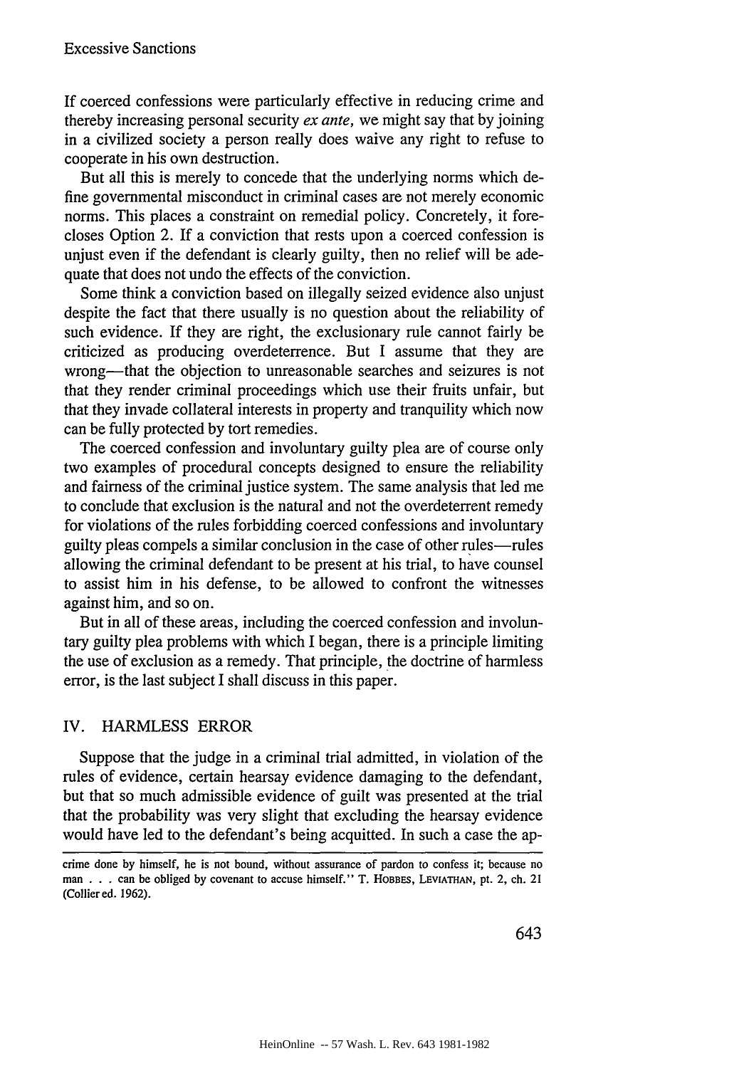If coerced confessions were particularly effective in reducing crime and thereby increasing personal security *ex ante*, we might say that by joining in a civilized society a person really does waive any right to refuse to cooperate in his own destruction.

But all this is merely to concede that the underlying norms which define governmental misconduct in criminal cases are not merely economic norms. This places a constraint on remedial policy. Concretely, it forecloses Option 2. If a conviction that rests upon a coerced confession is unjust even if the defendant is clearly guilty, then no relief will be adequate that does not undo the effects of the conviction.

Some think a conviction based on illegally seized evidence also unjust despite the fact that there usually is no question about the reliability of such evidence. If they are right, the exclusionary rule cannot fairly be criticized as producing overdeterrence. But I assume that they are wrong—that the objection to unreasonable searches and seizures is not that they render criminal proceedings which use their fruits unfair, but that they invade collateral interests in property and tranquility which now can be fully protected by tort remedies.

The coerced confession and involuntary guilty plea are of course only two examples of procedural concepts designed to ensure the reliability and fairness of the criminal justice system. The same analysis that led me to conclude that exclusion is the natural and not the overdeterrent remedy for violations of the rules forbidding coerced confessions and involuntary guilty pleas compels a similar conclusion in the case of other rules—rules allowing the criminal defendant to be present at his trial, to have counsel to assist him in his defense, to be allowed to confront the witnesses against him, and so on.

But in all of these areas, including the coerced confession and involuntary guilty plea problems with which I began, there is a principle limiting the use of exclusion as a remedy. That principle, the doctrine of harmless error, is the last subject I shall discuss in this paper.

## IV. HARMLESS ERROR

Suppose that the judge in a criminal trial admitted, in violation of the rules of evidence, certain hearsay evidence damaging to the defendant, but that so much admissible evidence of guilt was presented at the trial that the probability was very slight that excluding the hearsay evidence would have led to the defendant's being acquitted. In such a case the ap-

---

crime done by himself, he is not bound, without assurance of pardon to confess it; because no man . . . can be obliged by covenant to accuse himself." T. HOBBES, LEVIATHAN, pt. 2, ch. 21 (Collier ed. 1962).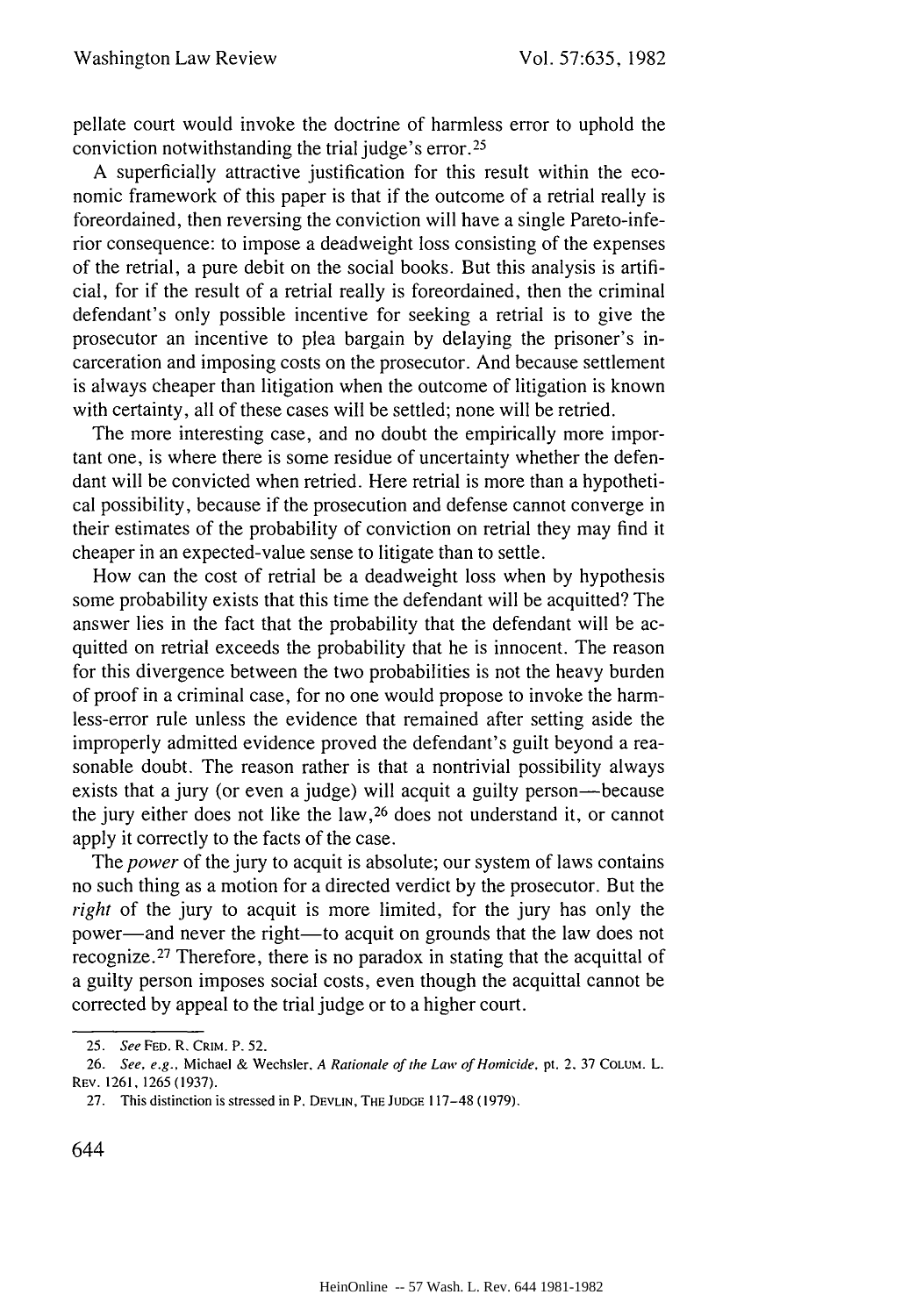pellate court would invoke the doctrine of harmless error to uphold the conviction notwithstanding the trial judge's error.[25]

A superficially attractive justification for this result within the economic framework of this paper is that if the outcome of a retrial really is foreordained, then reversing the conviction will have a single Pareto-inferior consequence: to impose a deadweight loss consisting of the expenses of the retrial, a pure debit on the social books. But this analysis is artificial, for if the result of a retrial really is foreordained, then the criminal defendant's only possible incentive for seeking a retrial is to give the prosecutor an incentive to plea bargain by delaying the prisoner's incarceration and imposing costs on the prosecutor. And because settlement is always cheaper than litigation when the outcome of litigation is known with certainty, all of these cases will be settled; none will be retried.

The more interesting case, and no doubt the empirically more important one, is where there is some residue of uncertainty whether the defendant will be convicted when retried. Here retrial is more than a hypothetical possibility, because if the prosecution and defense cannot converge in their estimates of the probability of conviction on retrial they may find it cheaper in an expected-value sense to litigate than to settle.

How can the cost of retrial be a deadweight loss when by hypothesis some probability exists that this time the defendant will be acquitted? The answer lies in the fact that the probability that the defendant will be acquitted on retrial exceeds the probability that he is innocent. The reason for this divergence between the two probabilities is not the heavy burden of proof in a criminal case, for no one would propose to invoke the harmless-error rule unless the evidence that remained after setting aside the improperly admitted evidence proved the defendant's guilt beyond a reasonable doubt. The reason rather is that a nontrivial possibility always exists that a jury (or even a judge) will acquit a guilty person—because the jury either does not like the law,[26] does not understand it, or cannot apply it correctly to the facts of the case.

The *power* of the jury to acquit is absolute; our system of laws contains no such thing as a motion for a directed verdict by the prosecutor. But the *right* of the jury to acquit is more limited, for the jury has only the power—and never the right—to acquit on grounds that the law does not recognize.[27] Therefore, there is no paradox in stating that the acquittal of a guilty person imposes social costs, even though the acquittal cannot be corrected by appeal to the trial judge or to a higher court.

---

25. *See* FED. R. CRIM. P. 52.

26. *See, e.g.*, Michael & Wechsler, *A Rationale of the Law of Homicide*, pt. 2, 37 COLUM. L. REV. 1261, 1265 (1937).

27. This distinction is stressed in P. DEVLIN, THE JUDGE 117–48 (1979).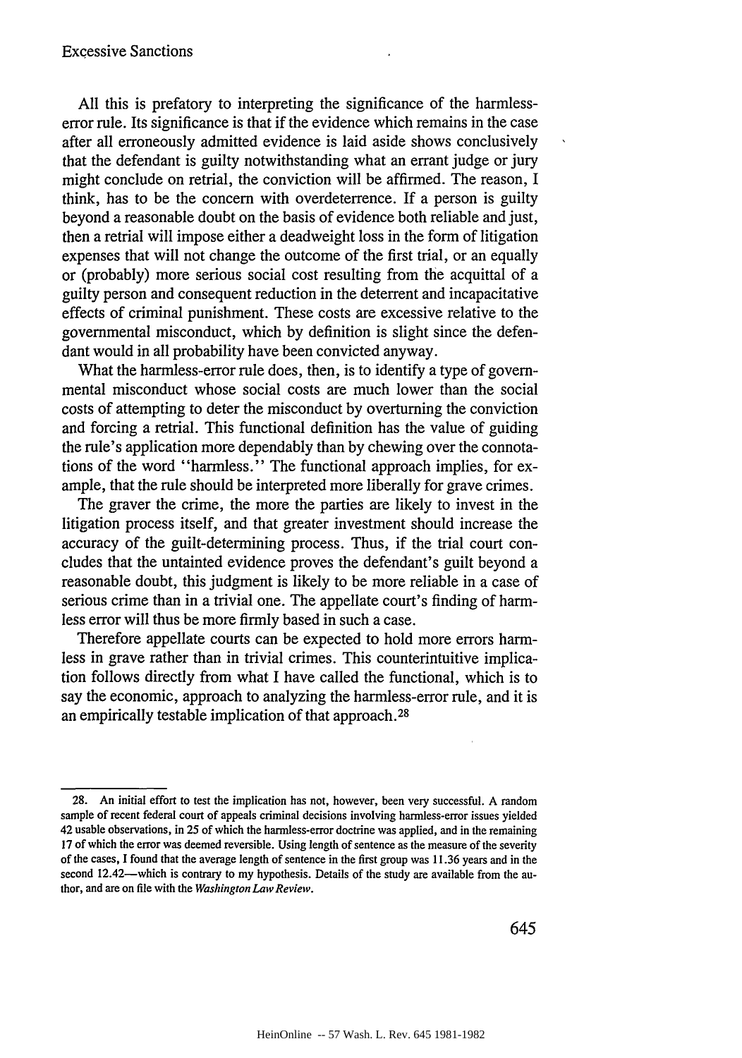All this is prefatory to interpreting the significance of the harmless-error rule. Its significance is that if the evidence which remains in the case after all erroneously admitted evidence is laid aside shows conclusively that the defendant is guilty notwithstanding what an errant judge or jury might conclude on retrial, the conviction will be affirmed. The reason, I think, has to be the concern with overdeterrence. If a person is guilty beyond a reasonable doubt on the basis of evidence both reliable and just, then a retrial will impose either a deadweight loss in the form of litigation expenses that will not change the outcome of the first trial, or an equally or (probably) more serious social cost resulting from the acquittal of a guilty person and consequent reduction in the deterrent and incapacitative effects of criminal punishment. These costs are excessive relative to the governmental misconduct, which by definition is slight since the defendant would in all probability have been convicted anyway.

What the harmless-error rule does, then, is to identify a type of governmental misconduct whose social costs are much lower than the social costs of attempting to deter the misconduct by overturning the conviction and forcing a retrial. This functional definition has the value of guiding the rule's application more dependably than by chewing over the connotations of the word "harmless." The functional approach implies, for example, that the rule should be interpreted more liberally for grave crimes.

The graver the crime, the more the parties are likely to invest in the litigation process itself, and that greater investment should increase the accuracy of the guilt-determining process. Thus, if the trial court concludes that the untainted evidence proves the defendant's guilt beyond a reasonable doubt, this judgment is likely to be more reliable in a case of serious crime than in a trivial one. The appellate court's finding of harmless error will thus be more firmly based in such a case.

Therefore appellate courts can be expected to hold more errors harmless in grave rather than in trivial crimes. This counterintuitive implication follows directly from what I have called the functional, which is to say the economic, approach to analyzing the harmless-error rule, and it is an empirically testable implication of that approach.[28]

---

28. An initial effort to test the implication has not, however, been very successful. A random sample of recent federal court of appeals criminal decisions involving harmless-error issues yielded 42 usable observations, in 25 of which the harmless-error doctrine was applied, and in the remaining 17 of which the error was deemed reversible. Using length of sentence as the measure of the severity of the cases, I found that the average length of sentence in the first group was 11.36 years and in the second 12.42—which is contrary to my hypothesis. Details of the study are available from the author, and are on file with the *Washington Law Review*.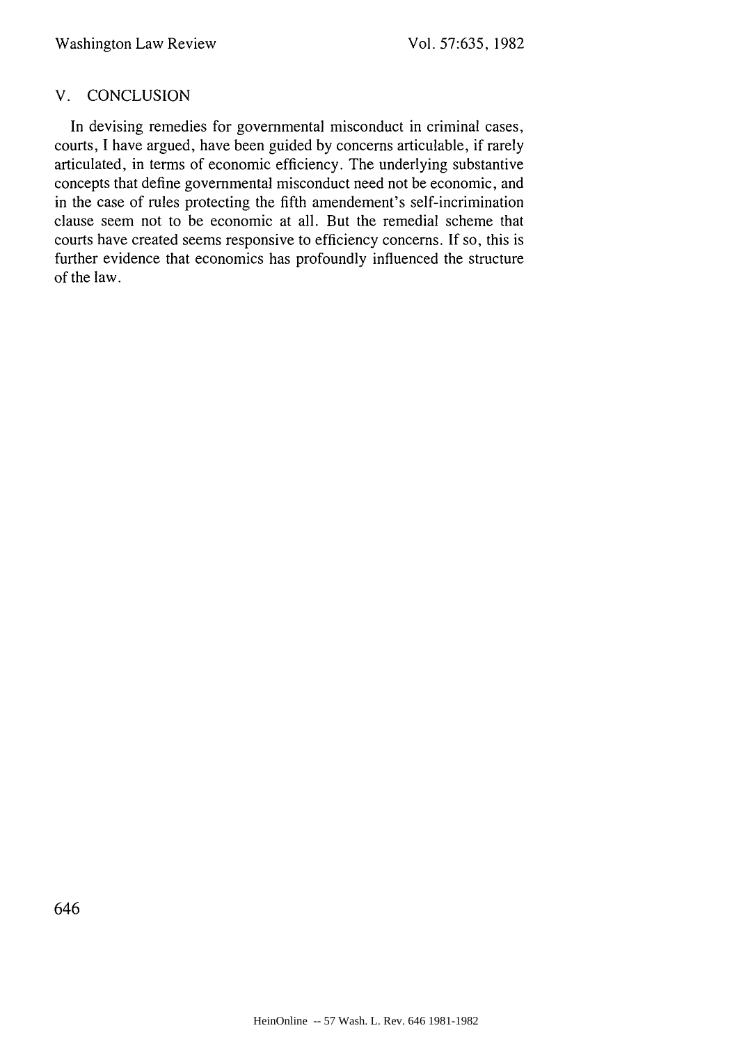## V. CONCLUSION

In devising remedies for governmental misconduct in criminal cases, courts, I have argued, have been guided by concerns articulable, if rarely articulated, in terms of economic efficiency. The underlying substantive concepts that define governmental misconduct need not be economic, and in the case of rules protecting the fifth amendement's self-incrimination clause seem not to be economic at all. But the remedial scheme that courts have created seems responsive to efficiency concerns. If so, this is further evidence that economics has profoundly influenced the structure of the law.